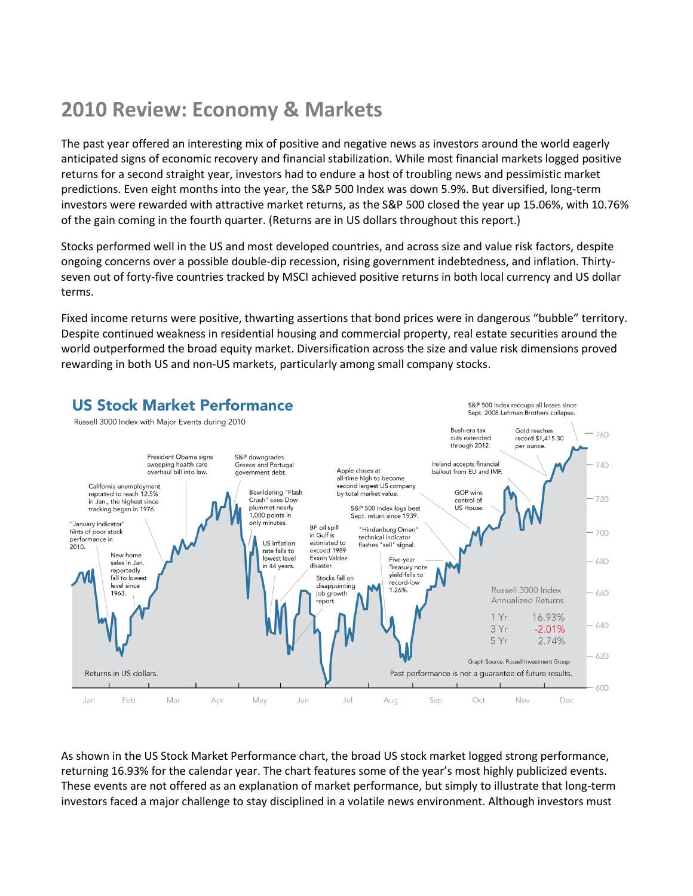# 2010 Review: Economy & Markets

The past year offered an interesting mix of positive and negative news as investors around the world eagerly anticipated signs of economic recovery and financial stabilization. While most financial markets logged positive returns for a second straight year, investors had to endure a host of troubling news and pessimistic market predictions. Even eight months into the year, the S&P 500 Index was down 5.9%. But diversified, long-term investors were rewarded with attractive market returns, as the S&P 500 closed the year up 15.06%, with 10.76% of the gain coming in the fourth quarter. (Returns are in US dollars throughout this report.)

Stocks performed well in the US and most developed countries, and across size and value risk factors, despite ongoing concerns over a possible double-dip recession, rising government indebtedness, and inflation. Thirty-seven out of forty-five countries tracked by MSCI achieved positive returns in both local currency and US dollar terms.

Fixed income returns were positive, thwarting assertions that bond prices were in dangerous "bubble" territory. Despite continued weakness in residential housing and commercial property, real estate securities around the world outperformed the broad equity market. Diversification across the size and value risk dimensions proved rewarding in both US and non-US markets, particularly among small company stocks.

## US Stock Market Performance

Russell 3000 Index with Major Events during 2010

- "January Indicator" hints of poor stock performance in 2010.
- California unemployment reported to reach 12.5% in Jan., the highest since tracking began in 1976.
- New home sales in Jan. reportedly fall to lowest level since 1963.
- President Obama signs sweeping health care overhaul bill into law.
- S&P downgrades Greece and Portugal government debt.
- Bewildering "Flash Crash" sees Dow plummet nearly 1,000 points in only minutes.
- US inflation rate falls to lowest level in 44 years.
- BP oil spill in Gulf is estimated to exceed 1989 Exxon Valdez disaster.
- Stocks fall on disappointing job growth report.
- Apple closes at all-time high to become second largest US company by total market value.
- S&P 500 Index logs best Sept. return since 1939.
- "Hindenburg Omen" technical indicator flashes "sell" signal.
- Five-year Treasury note yield falls to record-low 1.26%.
- GOP wins control of US House.
- Ireland accepts financial bailout from EU and IMF.
- Bush-era tax cuts extended through 2012.
- Gold reaches record $1,415.30 per ounce.
- S&P 500 Index recoups all losses since Sept. 2008 Lehman Brothers collapse.

| Russell 3000 Index Annualized Returns | |
|---|---|
| 1 Yr | 16.93% |
| 3 Yr | -2.01% |
| 5 Yr | 2.74% |

Returns in US dollars.

Graph Source: Russell Investment Group

Past performance is not a guarantee of future results.

As shown in the US Stock Market Performance chart, the broad US stock market logged strong performance, returning 16.93% for the calendar year. The chart features some of the year's most highly publicized events. These events are not offered as an explanation of market performance, but simply to illustrate that long-term investors faced a major challenge to stay disciplined in a volatile news environment. Although investors must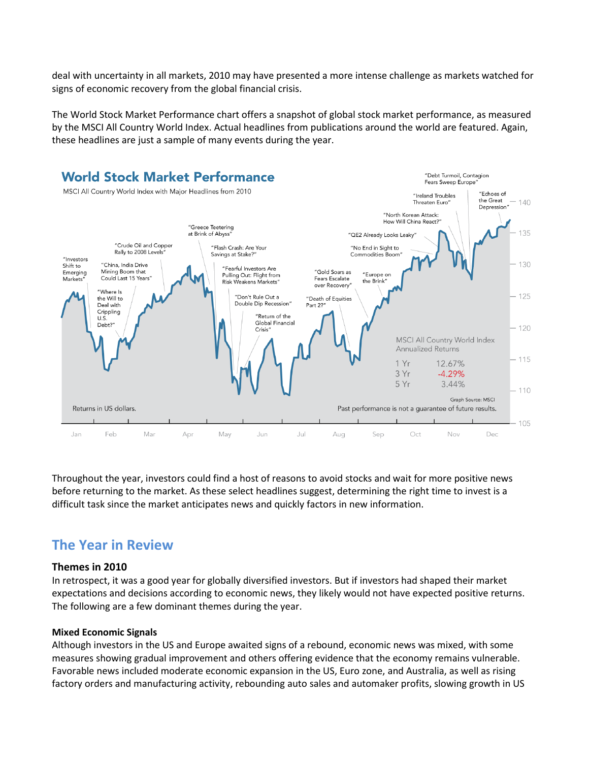deal with uncertainty in all markets, 2010 may have presented a more intense challenge as markets watched for signs of economic recovery from the global financial crisis.

The World Stock Market Performance chart offers a snapshot of global stock market performance, as measured by the MSCI All Country World Index. Actual headlines from publications around the world are featured. Again, these headlines are just a sample of many events during the year.

**World Stock Market Performance**

MSCI All Country World Index with Major Headlines from 2010

"Investors Shift to Emerging Markets"

"Where Is the Will to Deal with Crippling U.S. Debt?"

"China, India Drive Mining Boom that Could Last 15 Years"

"Crude Oil and Copper Rally to 2008 Levels"

"Greece Teetering at Brink of Abyss"

"Flash Crash: Are Your Savings at Stake?"

"Fearful Investors Are Pulling Out: Flight from Risk Weakens Markets"

"Don't Rule Out a Double Dip Recession"

"Return of the Global Financial Crisis"

"Death of Equities Part 2?"

"Gold Soars as Fears Escalate over Recovery"

"Europe on the Brink"

"No End in Sight to Commodities Boom"

"QE2 Already Looks Leaky"

"North Korean Attack: How Will China React?"

"Ireland Troubles Threaten Euro"

"Debt Turmoil, Contagion Fears Sweep Europe"

"Echoes of the Great Depression"

MSCI All Country World Index Annualized Returns

| | |
|---|---|
| 1 Yr | 12.67% |
| 3 Yr | -4.29% |
| 5 Yr | 3.44% |

Graph Source: MSCI

Returns in US dollars.

Past performance is not a guarantee of future results.

Throughout the year, investors could find a host of reasons to avoid stocks and wait for more positive news before returning to the market. As these select headlines suggest, determining the right time to invest is a difficult task since the market anticipates news and quickly factors in new information.

## The Year in Review

### Themes in 2010

In retrospect, it was a good year for globally diversified investors. But if investors had shaped their market expectations and decisions according to economic news, they likely would not have expected positive returns. The following are a few dominant themes during the year.

#### Mixed Economic Signals

Although investors in the US and Europe awaited signs of a rebound, economic news was mixed, with some measures showing gradual improvement and others offering evidence that the economy remains vulnerable. Favorable news included moderate economic expansion in the US, Euro zone, and Australia, as well as rising factory orders and manufacturing activity, rebounding auto sales and automaker profits, slowing growth in US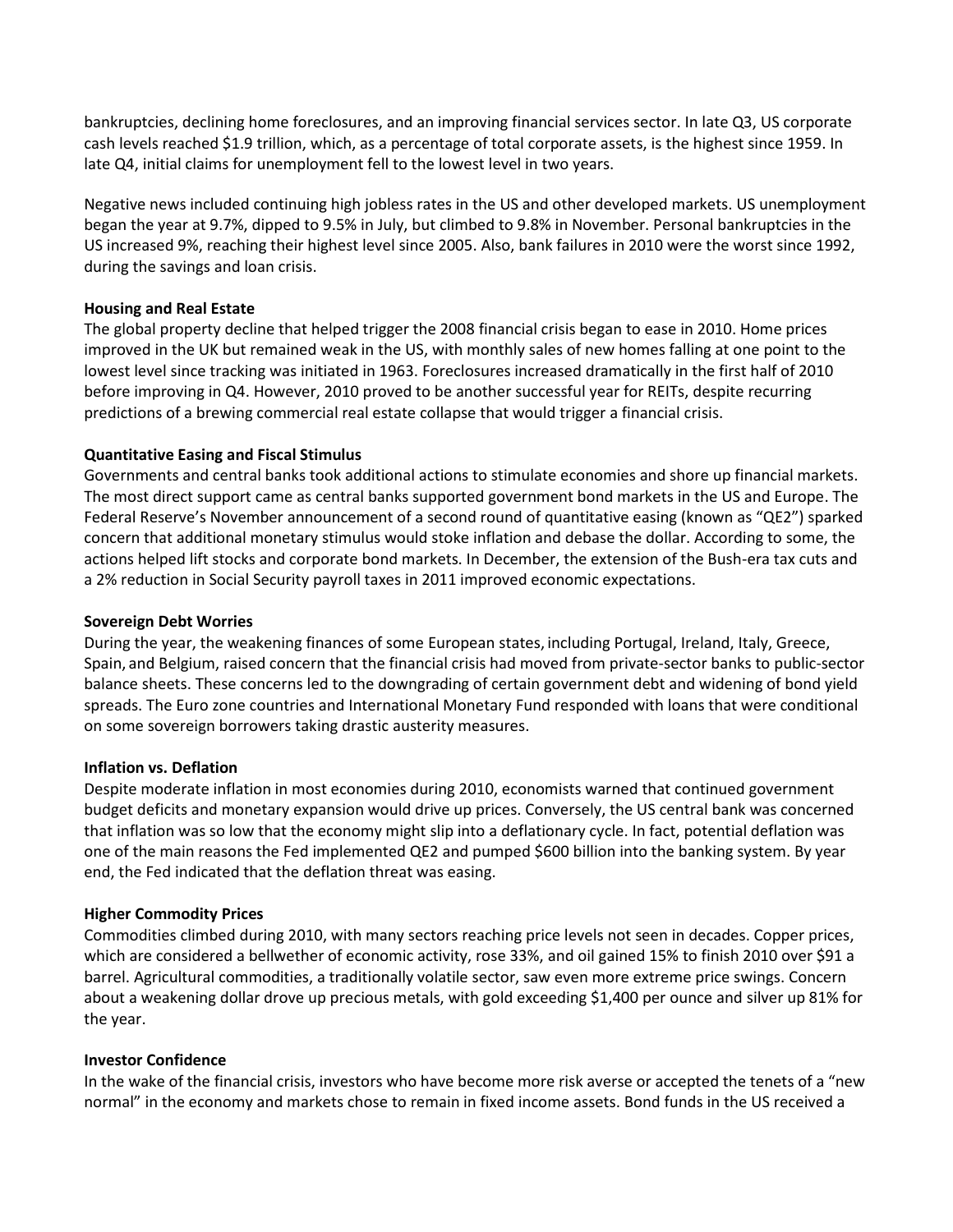bankruptcies, declining home foreclosures, and an improving financial services sector. In late Q3, US corporate cash levels reached $1.9 trillion, which, as a percentage of total corporate assets, is the highest since 1959. In late Q4, initial claims for unemployment fell to the lowest level in two years.

Negative news included continuing high jobless rates in the US and other developed markets. US unemployment began the year at 9.7%, dipped to 9.5% in July, but climbed to 9.8% in November. Personal bankruptcies in the US increased 9%, reaching their highest level since 2005. Also, bank failures in 2010 were the worst since 1992, during the savings and loan crisis.

**Housing and Real Estate**

The global property decline that helped trigger the 2008 financial crisis began to ease in 2010. Home prices improved in the UK but remained weak in the US, with monthly sales of new homes falling at one point to the lowest level since tracking was initiated in 1963. Foreclosures increased dramatically in the first half of 2010 before improving in Q4. However, 2010 proved to be another successful year for REITs, despite recurring predictions of a brewing commercial real estate collapse that would trigger a financial crisis.

**Quantitative Easing and Fiscal Stimulus**

Governments and central banks took additional actions to stimulate economies and shore up financial markets. The most direct support came as central banks supported government bond markets in the US and Europe. The Federal Reserve's November announcement of a second round of quantitative easing (known as "QE2") sparked concern that additional monetary stimulus would stoke inflation and debase the dollar. According to some, the actions helped lift stocks and corporate bond markets. In December, the extension of the Bush-era tax cuts and a 2% reduction in Social Security payroll taxes in 2011 improved economic expectations.

**Sovereign Debt Worries**

During the year, the weakening finances of some European states, including Portugal, Ireland, Italy, Greece, Spain, and Belgium, raised concern that the financial crisis had moved from private-sector banks to public-sector balance sheets. These concerns led to the downgrading of certain government debt and widening of bond yield spreads. The Euro zone countries and International Monetary Fund responded with loans that were conditional on some sovereign borrowers taking drastic austerity measures.

**Inflation vs. Deflation**

Despite moderate inflation in most economies during 2010, economists warned that continued government budget deficits and monetary expansion would drive up prices. Conversely, the US central bank was concerned that inflation was so low that the economy might slip into a deflationary cycle. In fact, potential deflation was one of the main reasons the Fed implemented QE2 and pumped $600 billion into the banking system. By year end, the Fed indicated that the deflation threat was easing.

**Higher Commodity Prices**

Commodities climbed during 2010, with many sectors reaching price levels not seen in decades. Copper prices, which are considered a bellwether of economic activity, rose 33%, and oil gained 15% to finish 2010 over $91 a barrel. Agricultural commodities, a traditionally volatile sector, saw even more extreme price swings. Concern about a weakening dollar drove up precious metals, with gold exceeding $1,400 per ounce and silver up 81% for the year.

**Investor Confidence**

In the wake of the financial crisis, investors who have become more risk averse or accepted the tenets of a "new normal" in the economy and markets chose to remain in fixed income assets. Bond funds in the US received a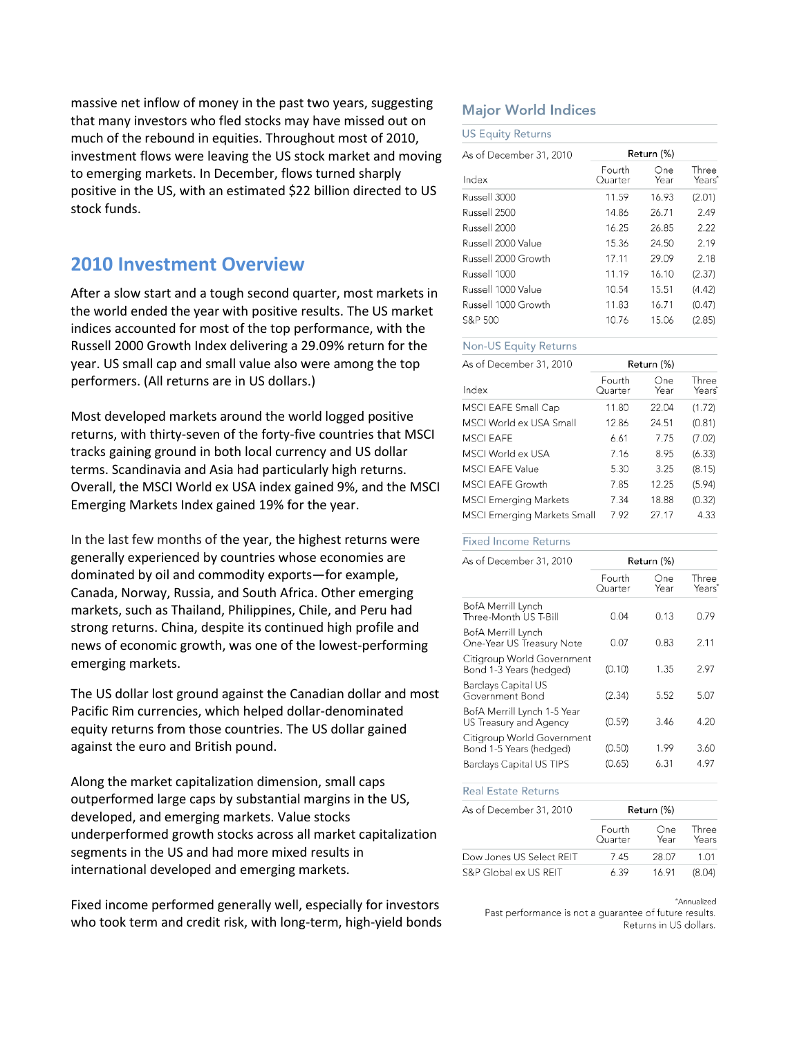massive net inflow of money in the past two years, suggesting that many investors who fled stocks may have missed out on much of the rebound in equities. Throughout most of 2010, investment flows were leaving the US stock market and moving to emerging markets. In December, flows turned sharply positive in the US, with an estimated $22 billion directed to US stock funds.

## 2010 Investment Overview

After a slow start and a tough second quarter, most markets in the world ended the year with positive results. The US market indices accounted for most of the top performance, with the Russell 2000 Growth Index delivering a 29.09% return for the year. US small cap and small value also were among the top performers. (All returns are in US dollars.)

Most developed markets around the world logged positive returns, with thirty-seven of the forty-five countries that MSCI tracks gaining ground in both local currency and US dollar terms. Scandinavia and Asia had particularly high returns. Overall, the MSCI World ex USA index gained 9%, and the MSCI Emerging Markets Index gained 19% for the year.

In the last few months of the year, the highest returns were generally experienced by countries whose economies are dominated by oil and commodity exports—for example, Canada, Norway, Russia, and South Africa. Other emerging markets, such as Thailand, Philippines, Chile, and Peru had strong returns. China, despite its continued high profile and news of economic growth, was one of the lowest-performing emerging markets.

The US dollar lost ground against the Canadian dollar and most Pacific Rim currencies, which helped dollar-denominated equity returns from those countries. The US dollar gained against the euro and British pound.

Along the market capitalization dimension, small caps outperformed large caps by substantial margins in the US, developed, and emerging markets. Value stocks underperformed growth stocks across all market capitalization segments in the US and had more mixed results in international developed and emerging markets.

Fixed income performed generally well, especially for investors who took term and credit risk, with long-term, high-yield bonds

## Major World Indices

### US Equity Returns

| As of December 31, 2010 | Return (%) | | |
|---|---|---|---|
| Index | Fourth Quarter | One Year | Three Years* |
| Russell 3000 | 11.59 | 16.93 | (2.01) |
| Russell 2500 | 14.86 | 26.71 | 2.49 |
| Russell 2000 | 16.25 | 26.85 | 2.22 |
| Russell 2000 Value | 15.36 | 24.50 | 2.19 |
| Russell 2000 Growth | 17.11 | 29.09 | 2.18 |
| Russell 1000 | 11.19 | 16.10 | (2.37) |
| Russell 1000 Value | 10.54 | 15.51 | (4.42) |
| Russell 1000 Growth | 11.83 | 16.71 | (0.47) |
| S&P 500 | 10.76 | 15.06 | (2.85) |

### Non-US Equity Returns

| As of December 31, 2010 | Return (%) | | |
|---|---|---|---|
| Index | Fourth Quarter | One Year | Three Years* |
| MSCI EAFE Small Cap | 11.80 | 22.04 | (1.72) |
| MSCI World ex USA Small | 12.86 | 24.51 | (0.81) |
| MSCI EAFE | 6.61 | 7.75 | (7.02) |
| MSCI World ex USA | 7.16 | 8.95 | (6.33) |
| MSCI EAFE Value | 5.30 | 3.25 | (8.15) |
| MSCI EAFE Growth | 7.85 | 12.25 | (5.94) |
| MSCI Emerging Markets | 7.34 | 18.88 | (0.32) |
| MSCI Emerging Markets Small | 7.92 | 27.17 | 4.33 |

### Fixed Income Returns

| As of December 31, 2010 | Return (%) | | |
|---|---|---|---|
| | Fourth Quarter | One Year | Three Years* |
| BofA Merrill Lynch Three-Month US T-Bill | 0.04 | 0.13 | 0.79 |
| BofA Merrill Lynch One-Year US Treasury Note | 0.07 | 0.83 | 2.11 |
| Citigroup World Government Bond 1-3 Years (hedged) | (0.10) | 1.35 | 2.97 |
| Barclays Capital US Government Bond | (2.34) | 5.52 | 5.07 |
| BofA Merrill Lynch 1-5 Year US Treasury and Agency | (0.59) | 3.46 | 4.20 |
| Citigroup World Government Bond 1-5 Years (hedged) | (0.50) | 1.99 | 3.60 |
| Barclays Capital US TIPS | (0.65) | 6.31 | 4.97 |

### Real Estate Returns

| As of December 31, 2010 | Return (%) | | |
|---|---|---|---|
| | Fourth Quarter | One Year | Three Years |
| Dow Jones US Select REIT | 7.45 | 28.07 | 1.01 |
| S&P Global ex US REIT | 6.39 | 16.91 | (8.04) |

*Annualized

Past performance is not a guarantee of future results. Returns in US dollars.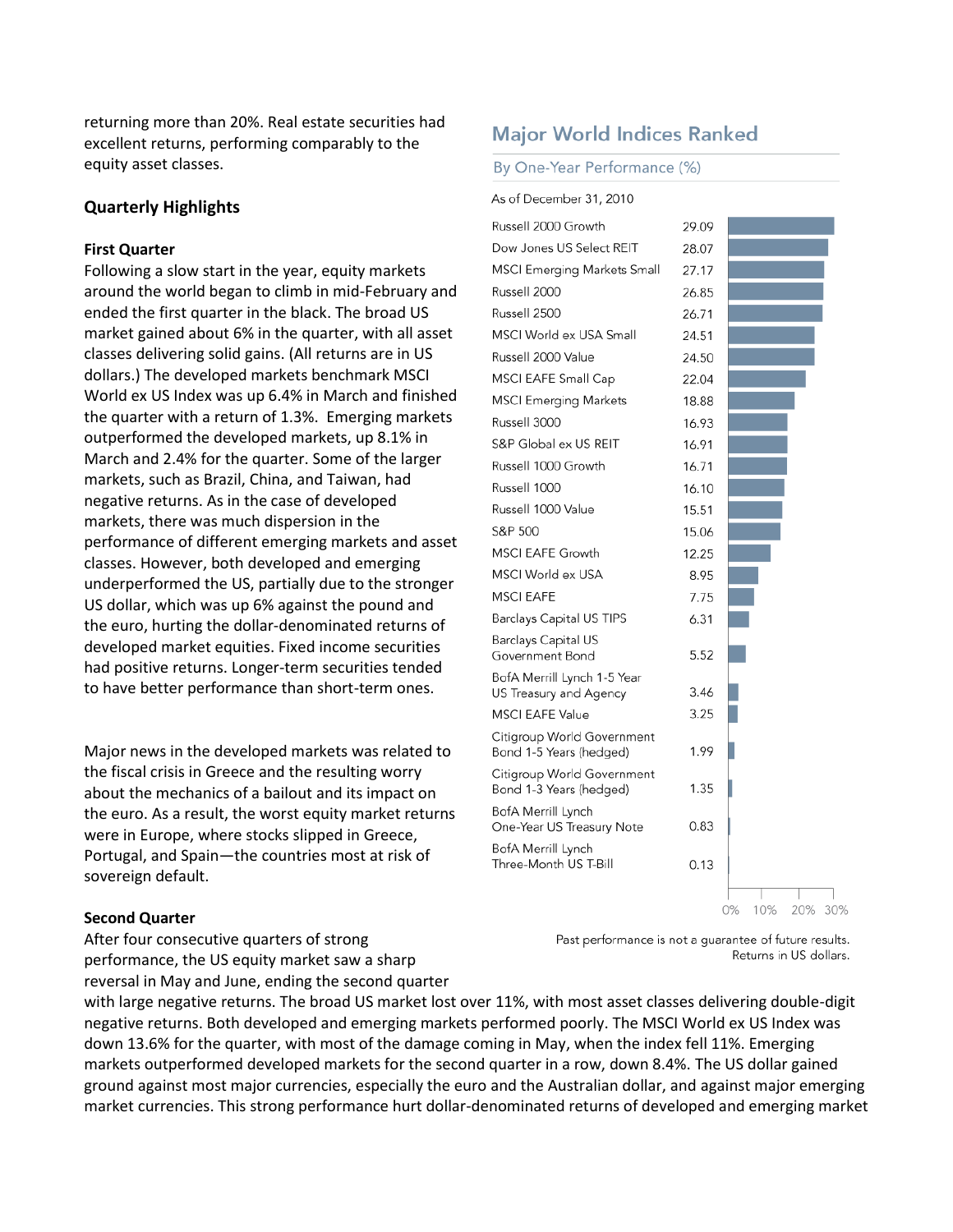returning more than 20%. Real estate securities had excellent returns, performing comparably to the equity asset classes.

## Major World Indices Ranked

### By One-Year Performance (%)

As of December 31, 2010

| Index | Return (%) |
| --- | --- |
| Russell 2000 Growth | 29.09 |
| Dow Jones US Select REIT | 28.07 |
| MSCI Emerging Markets Small | 27.17 |
| Russell 2000 | 26.85 |
| Russell 2500 | 26.71 |
| MSCI World ex USA Small | 24.51 |
| Russell 2000 Value | 24.50 |
| MSCI EAFE Small Cap | 22.04 |
| MSCI Emerging Markets | 18.88 |
| Russell 3000 | 16.93 |
| S&P Global ex US REIT | 16.91 |
| Russell 1000 Growth | 16.71 |
| Russell 1000 | 16.10 |
| Russell 1000 Value | 15.51 |
| S&P 500 | 15.06 |
| MSCI EAFE Growth | 12.25 |
| MSCI World ex USA | 8.95 |
| MSCI EAFE | 7.75 |
| Barclays Capital US TIPS | 6.31 |
| Barclays Capital US Government Bond | 5.52 |
| BofA Merrill Lynch 1-5 Year US Treasury and Agency | 3.46 |
| MSCI EAFE Value | 3.25 |
| Citigroup World Government Bond 1-5 Years (hedged) | 1.99 |
| Citigroup World Government Bond 1-3 Years (hedged) | 1.35 |
| BofA Merrill Lynch One-Year US Treasury Note | 0.83 |
| BofA Merrill Lynch Three-Month US T-Bill | 0.13 |

Past performance is not a guarantee of future results. Returns in US dollars.

## Quarterly Highlights

### First Quarter

Following a slow start in the year, equity markets around the world began to climb in mid-February and ended the first quarter in the black. The broad US market gained about 6% in the quarter, with all asset classes delivering solid gains. (All returns are in US dollars.) The developed markets benchmark MSCI World ex US Index was up 6.4% in March and finished the quarter with a return of 1.3%. Emerging markets outperformed the developed markets, up 8.1% in March and 2.4% for the quarter. Some of the larger markets, such as Brazil, China, and Taiwan, had negative returns. As in the case of developed markets, there was much dispersion in the performance of different emerging markets and asset classes. However, both developed and emerging underperformed the US, partially due to the stronger US dollar, which was up 6% against the pound and the euro, hurting the dollar-denominated returns of developed market equities. Fixed income securities had positive returns. Longer-term securities tended to have better performance than short-term ones.

Major news in the developed markets was related to the fiscal crisis in Greece and the resulting worry about the mechanics of a bailout and its impact on the euro. As a result, the worst equity market returns were in Europe, where stocks slipped in Greece, Portugal, and Spain—the countries most at risk of sovereign default.

### Second Quarter

After four consecutive quarters of strong performance, the US equity market saw a sharp reversal in May and June, ending the second quarter with large negative returns. The broad US market lost over 11%, with most asset classes delivering double-digit negative returns. Both developed and emerging markets performed poorly. The MSCI World ex US Index was down 13.6% for the quarter, with most of the damage coming in May, when the index fell 11%. Emerging markets outperformed developed markets for the second quarter in a row, down 8.4%. The US dollar gained ground against most major currencies, especially the euro and the Australian dollar, and against major emerging market currencies. This strong performance hurt dollar-denominated returns of developed and emerging market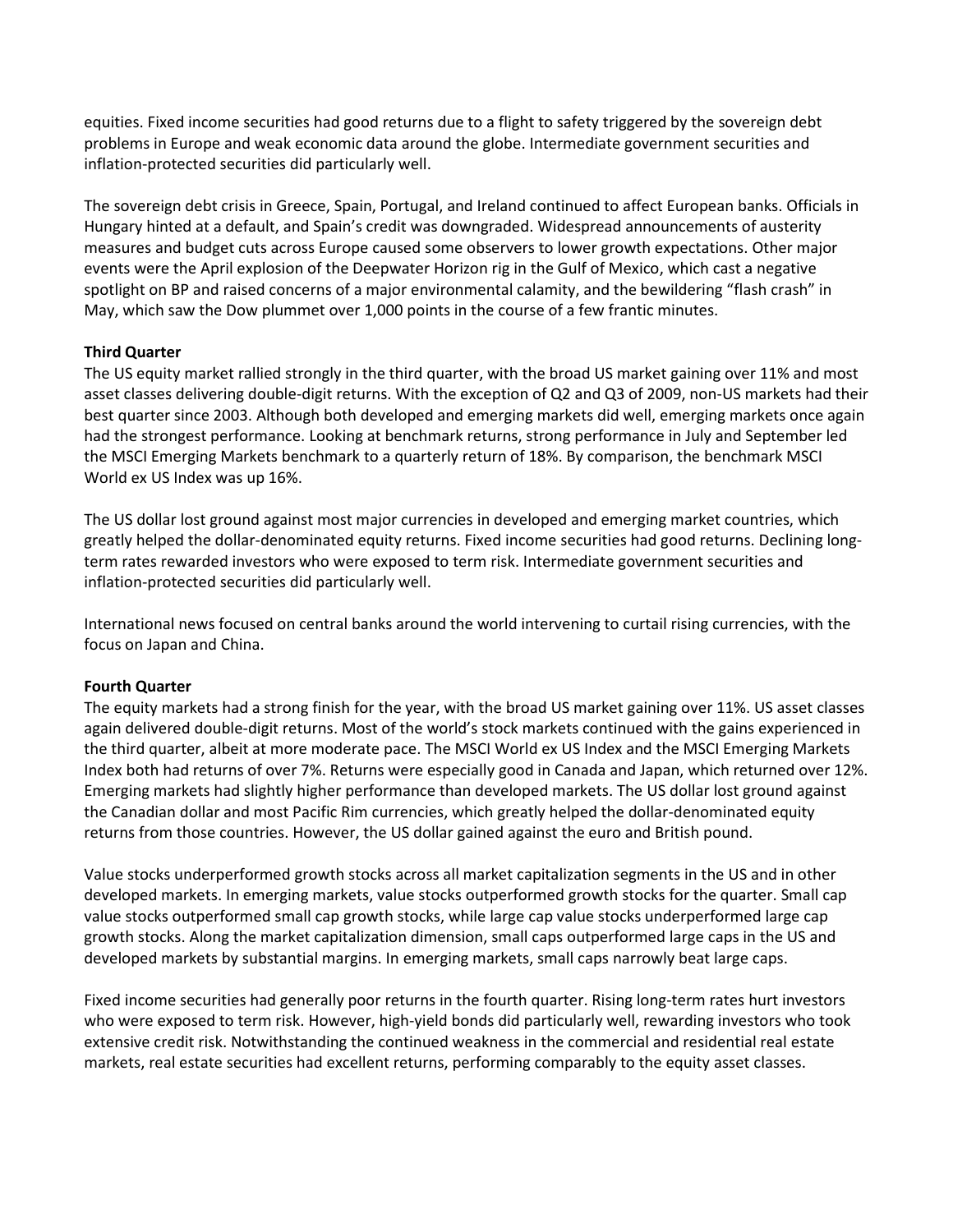equities. Fixed income securities had good returns due to a flight to safety triggered by the sovereign debt problems in Europe and weak economic data around the globe. Intermediate government securities and inflation-protected securities did particularly well.

The sovereign debt crisis in Greece, Spain, Portugal, and Ireland continued to affect European banks. Officials in Hungary hinted at a default, and Spain's credit was downgraded. Widespread announcements of austerity measures and budget cuts across Europe caused some observers to lower growth expectations. Other major events were the April explosion of the Deepwater Horizon rig in the Gulf of Mexico, which cast a negative spotlight on BP and raised concerns of a major environmental calamity, and the bewildering "flash crash" in May, which saw the Dow plummet over 1,000 points in the course of a few frantic minutes.

**Third Quarter**

The US equity market rallied strongly in the third quarter, with the broad US market gaining over 11% and most asset classes delivering double-digit returns. With the exception of Q2 and Q3 of 2009, non-US markets had their best quarter since 2003. Although both developed and emerging markets did well, emerging markets once again had the strongest performance. Looking at benchmark returns, strong performance in July and September led the MSCI Emerging Markets benchmark to a quarterly return of 18%. By comparison, the benchmark MSCI World ex US Index was up 16%.

The US dollar lost ground against most major currencies in developed and emerging market countries, which greatly helped the dollar-denominated equity returns. Fixed income securities had good returns. Declining long-term rates rewarded investors who were exposed to term risk. Intermediate government securities and inflation-protected securities did particularly well.

International news focused on central banks around the world intervening to curtail rising currencies, with the focus on Japan and China.

**Fourth Quarter**

The equity markets had a strong finish for the year, with the broad US market gaining over 11%. US asset classes again delivered double-digit returns. Most of the world's stock markets continued with the gains experienced in the third quarter, albeit at more moderate pace. The MSCI World ex US Index and the MSCI Emerging Markets Index both had returns of over 7%. Returns were especially good in Canada and Japan, which returned over 12%. Emerging markets had slightly higher performance than developed markets. The US dollar lost ground against the Canadian dollar and most Pacific Rim currencies, which greatly helped the dollar-denominated equity returns from those countries. However, the US dollar gained against the euro and British pound.

Value stocks underperformed growth stocks across all market capitalization segments in the US and in other developed markets. In emerging markets, value stocks outperformed growth stocks for the quarter. Small cap value stocks outperformed small cap growth stocks, while large cap value stocks underperformed large cap growth stocks. Along the market capitalization dimension, small caps outperformed large caps in the US and developed markets by substantial margins. In emerging markets, small caps narrowly beat large caps.

Fixed income securities had generally poor returns in the fourth quarter. Rising long-term rates hurt investors who were exposed to term risk. However, high-yield bonds did particularly well, rewarding investors who took extensive credit risk. Notwithstanding the continued weakness in the commercial and residential real estate markets, real estate securities had excellent returns, performing comparably to the equity asset classes.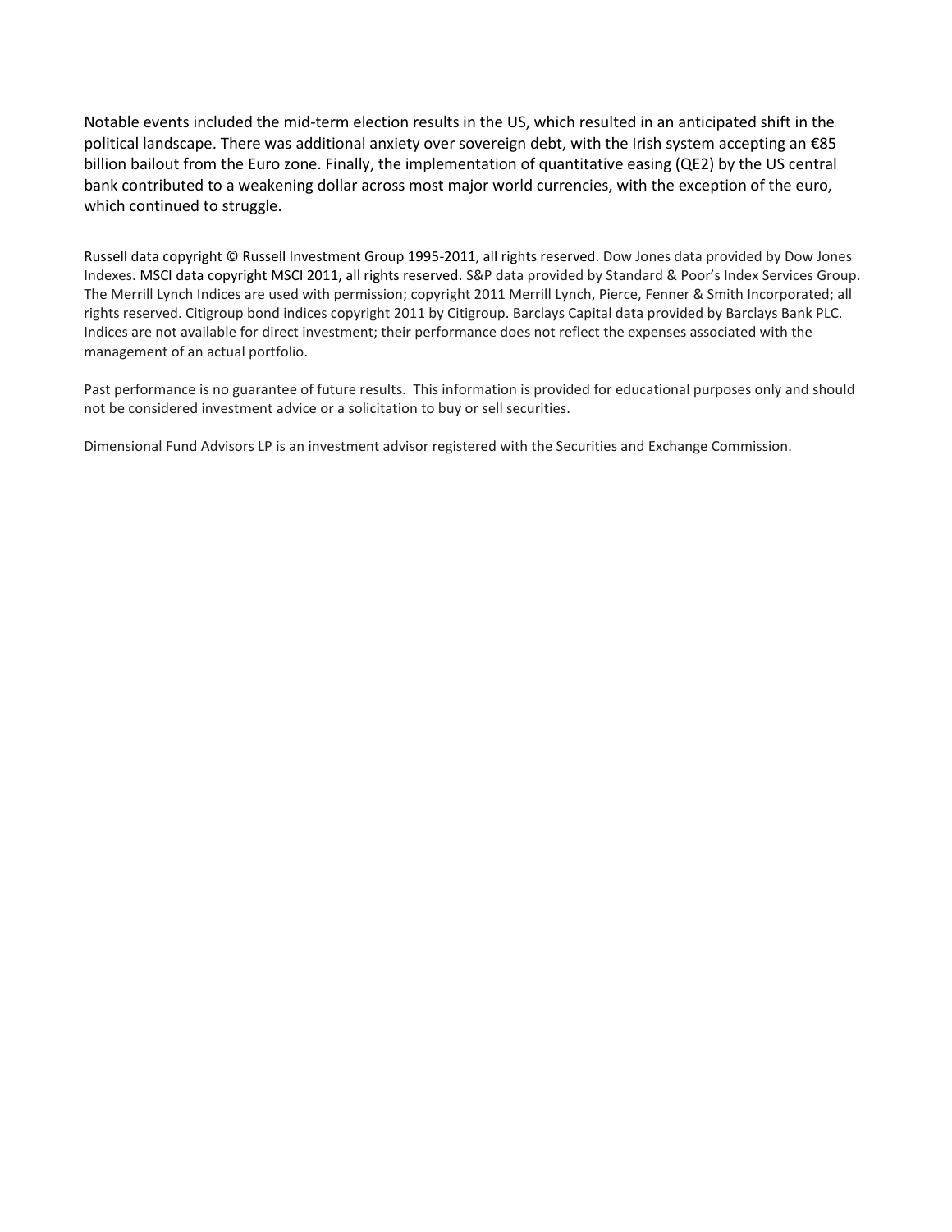Notable events included the mid-term election results in the US, which resulted in an anticipated shift in the political landscape. There was additional anxiety over sovereign debt, with the Irish system accepting an €85 billion bailout from the Euro zone. Finally, the implementation of quantitative easing (QE2) by the US central bank contributed to a weakening dollar across most major world currencies, with the exception of the euro, which continued to struggle.

Russell data copyright © Russell Investment Group 1995-2011, all rights reserved. Dow Jones data provided by Dow Jones Indexes. MSCI data copyright MSCI 2011, all rights reserved. S&P data provided by Standard & Poor's Index Services Group. The Merrill Lynch Indices are used with permission; copyright 2011 Merrill Lynch, Pierce, Fenner & Smith Incorporated; all rights reserved. Citigroup bond indices copyright 2011 by Citigroup. Barclays Capital data provided by Barclays Bank PLC. Indices are not available for direct investment; their performance does not reflect the expenses associated with the management of an actual portfolio.

Past performance is no guarantee of future results. This information is provided for educational purposes only and should not be considered investment advice or a solicitation to buy or sell securities.

Dimensional Fund Advisors LP is an investment advisor registered with the Securities and Exchange Commission.